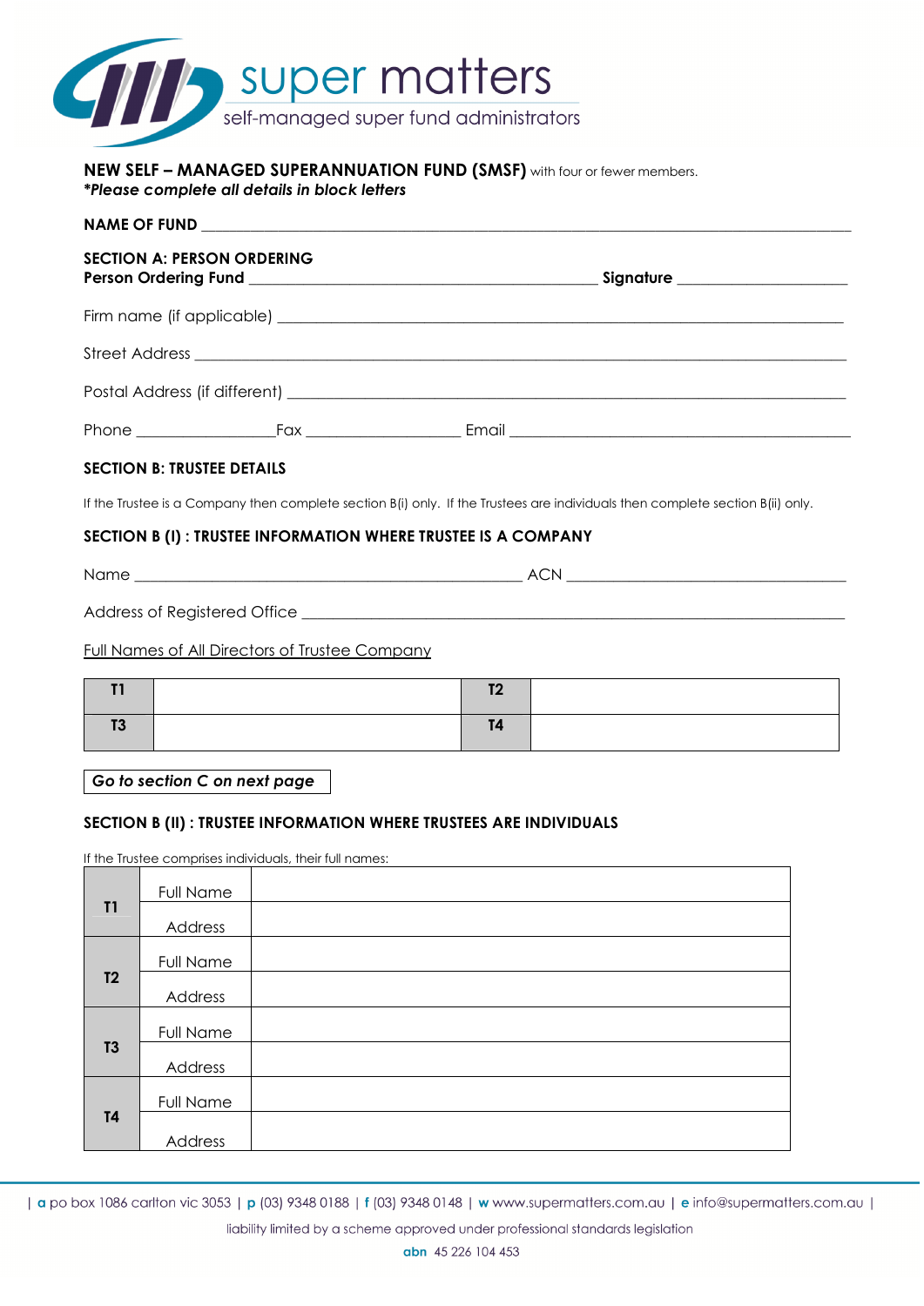super matters

self-managed super fund administrators

**NEW SELF – MANAGED SUPERANNUATION FUND (SMSF)** with four or fewer members.
***Please complete all details in block letters***

**NAME OF FUND** ______________________________________________

**SECTION A: PERSON ORDERING**
**Person Ordering Fund** ______________________________ **Signature** ____________________

Firm name (if applicable) ______________________________________________

Street Address ______________________________________________

Postal Address (if different) ______________________________________________

Phone ________________ Fax ________________ Email ______________________________

**SECTION B: TRUSTEE DETAILS**

If the Trustee is a Company then complete section B(i) only. If the Trustees are individuals then complete section B(ii) only.

**SECTION B (I) : TRUSTEE INFORMATION WHERE TRUSTEE IS A COMPANY**

Name ______________________________ ACN ______________________________

Address of Registered Office ______________________________________________

Full Names of All Directors of Trustee Company

| | | | |
|---|---|---|---|
| **T1** | | **T2** | |
| **T3** | | **T4** | |

***Go to section C on next page***

**SECTION B (II) : TRUSTEE INFORMATION WHERE TRUSTEES ARE INDIVIDUALS**

If the Trustee comprises individuals, their full names:

| | | |
|---|---|---|
| **T1** | Full Name | |
| | Address | |
| **T2** | Full Name | |
| | Address | |
| **T3** | Full Name | |
| | Address | |
| **T4** | Full Name | |
| | Address | |

| **a** po box 1086 carlton vic 3053 | **p** (03) 9348 0188 | **f** (03) 9348 0148 | **w** www.supermatters.com.au | **e** info@supermatters.com.au |

liability limited by a scheme approved under professional standards legislation

**abn** 45 226 104 453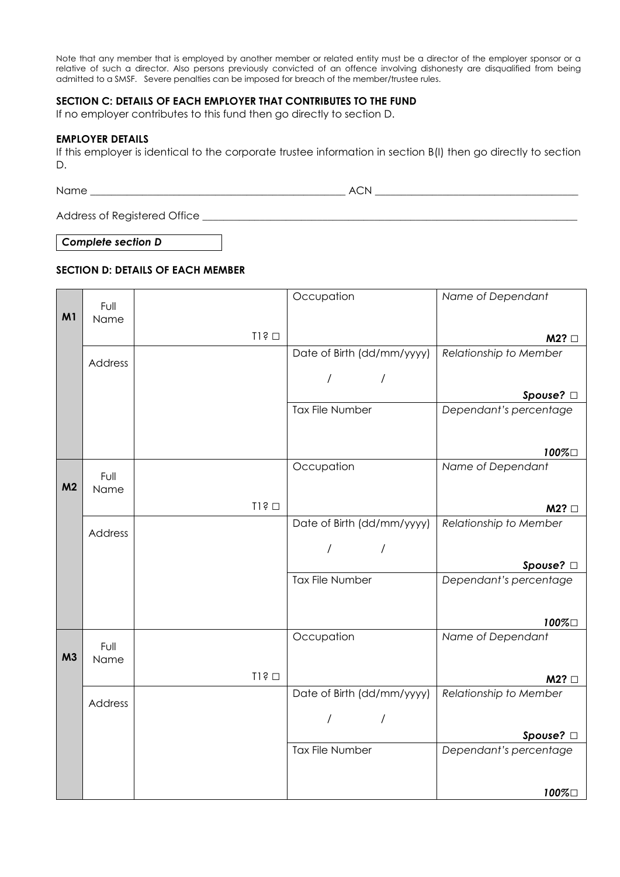Note that any member that is employed by another member or related entity must be a director of the employer sponsor or a relative of such a director. Also persons previously convicted of an offence involving dishonesty are disqualified from being admitted to a SMSF. Severe penalties can be imposed for breach of the member/trustee rules.

**SECTION C: DETAILS OF EACH EMPLOYER THAT CONTRIBUTES TO THE FUND**

If no employer contributes to this fund then go directly to section D.

**EMPLOYER DETAILS**

If this employer is identical to the corporate trustee information in section B(I) then go directly to section D.

Name _______________________________________________ ACN _____________________________________

Address of Registered Office _______________________________________________________________________

***Complete section D***

**SECTION D: DETAILS OF EACH MEMBER**

| | | | | |
|---|---|---|---|---|
| **M1** | Full Name | T1? ☐ | Occupation | *Name of Dependant* **M2?** ☐ |
| | Address | | Date of Birth (dd/mm/yyyy) / / | *Relationship to Member* ***Spouse?*** ☐ |
| | | | Tax File Number | *Dependant's percentage* ***100%*** ☐ |
| **M2** | Full Name | T1? ☐ | Occupation | *Name of Dependant* **M2?** ☐ |
| | Address | | Date of Birth (dd/mm/yyyy) / / | *Relationship to Member* ***Spouse?*** ☐ |
| | | | Tax File Number | *Dependant's percentage* ***100%*** ☐ |
| **M3** | Full Name | T1? ☐ | Occupation | *Name of Dependant* **M2?** ☐ |
| | Address | | Date of Birth (dd/mm/yyyy) / / | *Relationship to Member* ***Spouse?*** ☐ |
| | | | Tax File Number | *Dependant's percentage* ***100%*** ☐ |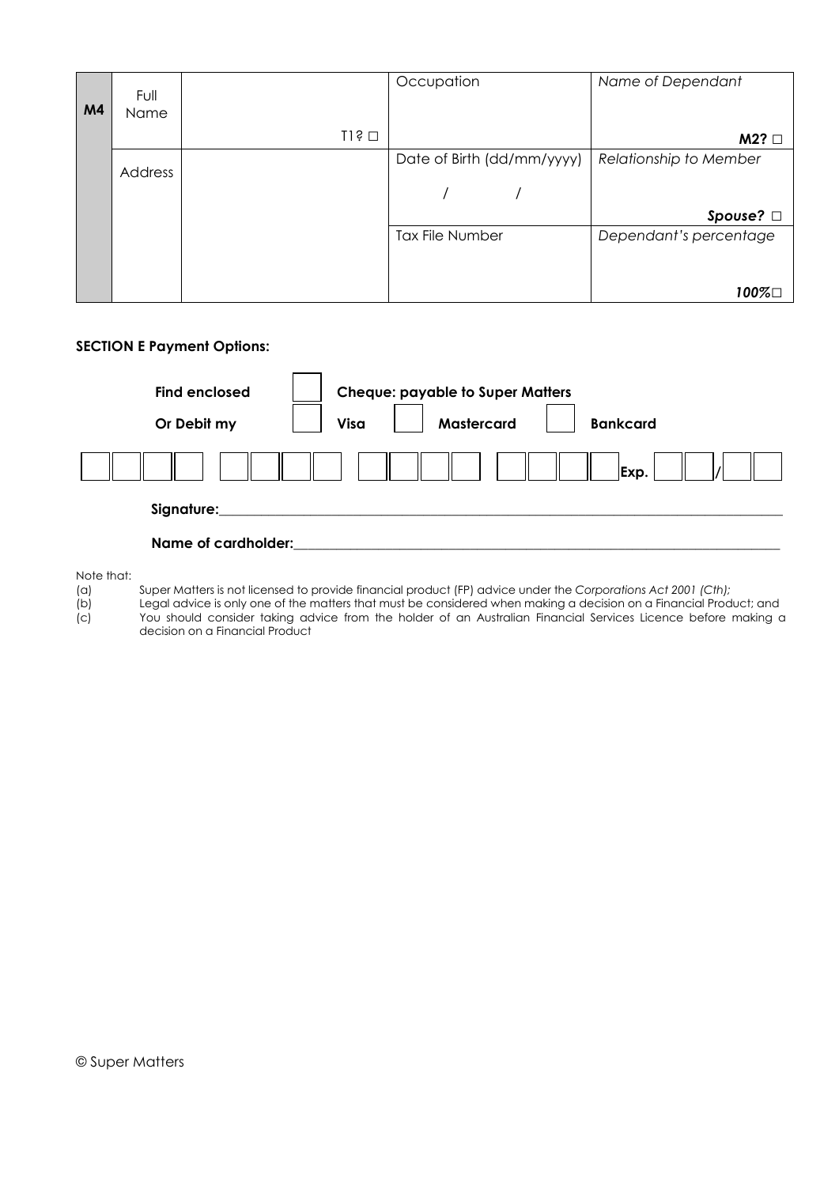| | | | | |
|---|---|---|---|---|
| **M4** | Full Name | T1? □ | Occupation | *Name of Dependant* **M2?** □ |
| | Address | | Date of Birth (dd/mm/yyyy) / / | *Relationship to Member* ***Spouse?*** □ |
| | | | Tax File Number | *Dependant's percentage* ***100%*** □ |

**SECTION E Payment Options:**

**Find enclosed** □ **Cheque: payable to Super Matters**

**Or Debit my** □ **Visa** □ **Mastercard** □ **Bankcard**

□□□□ □□□□ □□□□ □□□□ **Exp.** □□/□□

**Signature:**\_\_\_\_\_\_\_\_\_\_\_\_\_\_\_\_\_\_\_\_\_\_\_\_\_\_\_\_\_\_\_\_\_\_\_\_\_\_\_\_

**Name of cardholder:**\_\_\_\_\_\_\_\_\_\_\_\_\_\_\_\_\_\_\_\_\_\_\_\_\_\_\_\_\_\_\_\_\_\_\_\_\_\_\_\_

Note that:

(a) Super Matters is not licensed to provide financial product (FP) advice under the *Corporations Act 2001 (Cth);*

(b) Legal advice is only one of the matters that must be considered when making a decision on a Financial Product; and

(c) You should consider taking advice from the holder of an Australian Financial Services Licence before making a decision on a Financial Product

© Super Matters